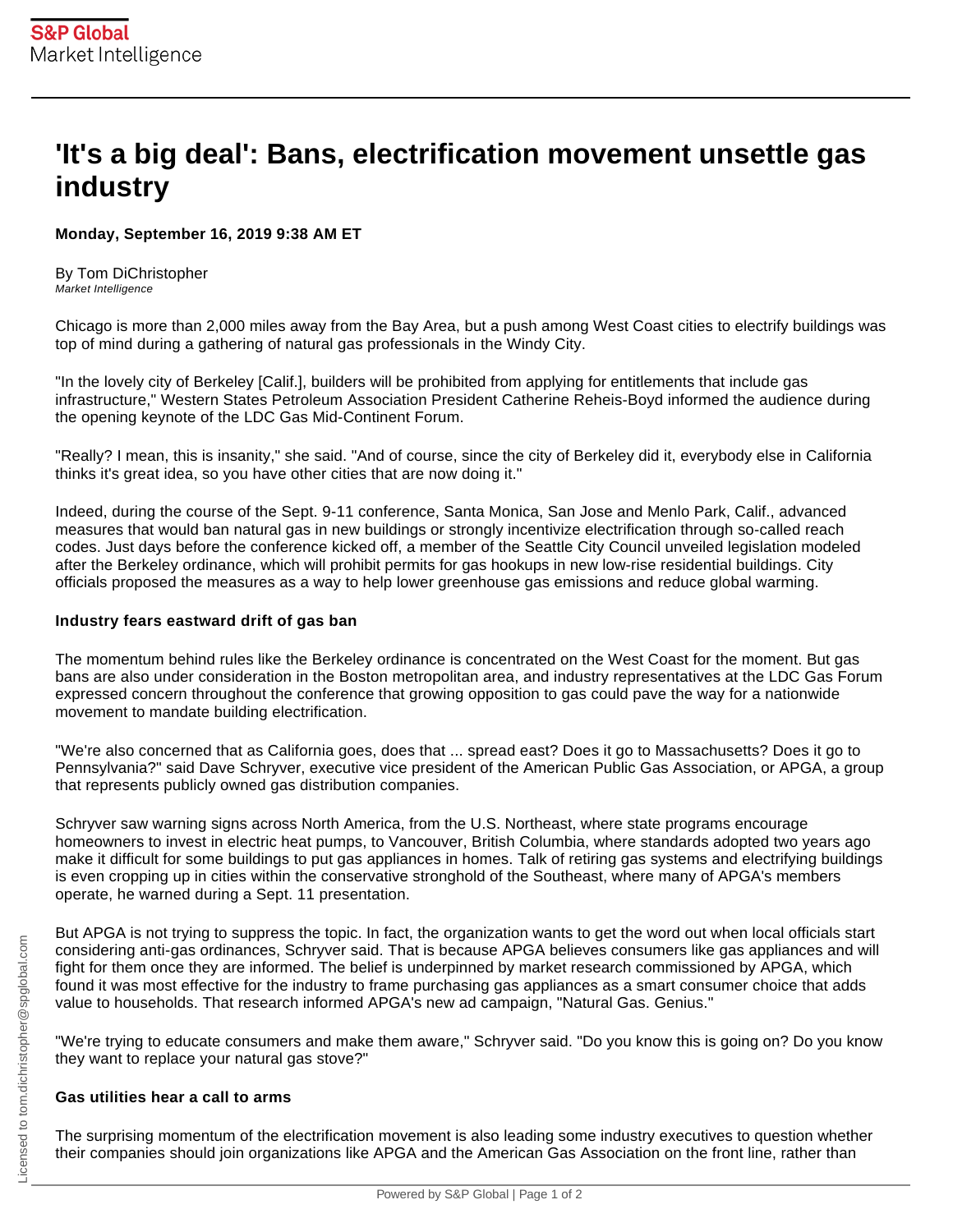# 'It's a big deal': Bans, electrification movement unsettle gas industry

**Monday, September 16, 2019 9:38 AM ET**

By Tom DiChristopher
*Market Intelligence*

Chicago is more than 2,000 miles away from the Bay Area, but a push among West Coast cities to electrify buildings was top of mind during a gathering of natural gas professionals in the Windy City.

"In the lovely city of Berkeley [Calif.], builders will be prohibited from applying for entitlements that include gas infrastructure," Western States Petroleum Association President Catherine Reheis-Boyd informed the audience during the opening keynote of the LDC Gas Mid-Continent Forum.

"Really? I mean, this is insanity," she said. "And of course, since the city of Berkeley did it, everybody else in California thinks it's great idea, so you have other cities that are now doing it."

Indeed, during the course of the Sept. 9-11 conference, Santa Monica, San Jose and Menlo Park, Calif., advanced measures that would ban natural gas in new buildings or strongly incentivize electrification through so-called reach codes. Just days before the conference kicked off, a member of the Seattle City Council unveiled legislation modeled after the Berkeley ordinance, which will prohibit permits for gas hookups in new low-rise residential buildings. City officials proposed the measures as a way to help lower greenhouse gas emissions and reduce global warming.

### Industry fears eastward drift of gas ban

The momentum behind rules like the Berkeley ordinance is concentrated on the West Coast for the moment. But gas bans are also under consideration in the Boston metropolitan area, and industry representatives at the LDC Gas Forum expressed concern throughout the conference that growing opposition to gas could pave the way for a nationwide movement to mandate building electrification.

"We're also concerned that as California goes, does that ... spread east? Does it go to Massachusetts? Does it go to Pennsylvania?" said Dave Schryver, executive vice president of the American Public Gas Association, or APGA, a group that represents publicly owned gas distribution companies.

Schryver saw warning signs across North America, from the U.S. Northeast, where state programs encourage homeowners to invest in electric heat pumps, to Vancouver, British Columbia, where standards adopted two years ago make it difficult for some buildings to put gas appliances in homes. Talk of retiring gas systems and electrifying buildings is even cropping up in cities within the conservative stronghold of the Southeast, where many of APGA's members operate, he warned during a Sept. 11 presentation.

But APGA is not trying to suppress the topic. In fact, the organization wants to get the word out when local officials start considering anti-gas ordinances, Schryver said. That is because APGA believes consumers like gas appliances and will fight for them once they are informed. The belief is underpinned by market research commissioned by APGA, which found it was most effective for the industry to frame purchasing gas appliances as a smart consumer choice that adds value to households. That research informed APGA's new ad campaign, "Natural Gas. Genius."

"We're trying to educate consumers and make them aware," Schryver said. "Do you know this is going on? Do you know they want to replace your natural gas stove?"

### Gas utilities hear a call to arms

The surprising momentum of the electrification movement is also leading some industry executives to question whether their companies should join organizations like APGA and the American Gas Association on the front line, rather than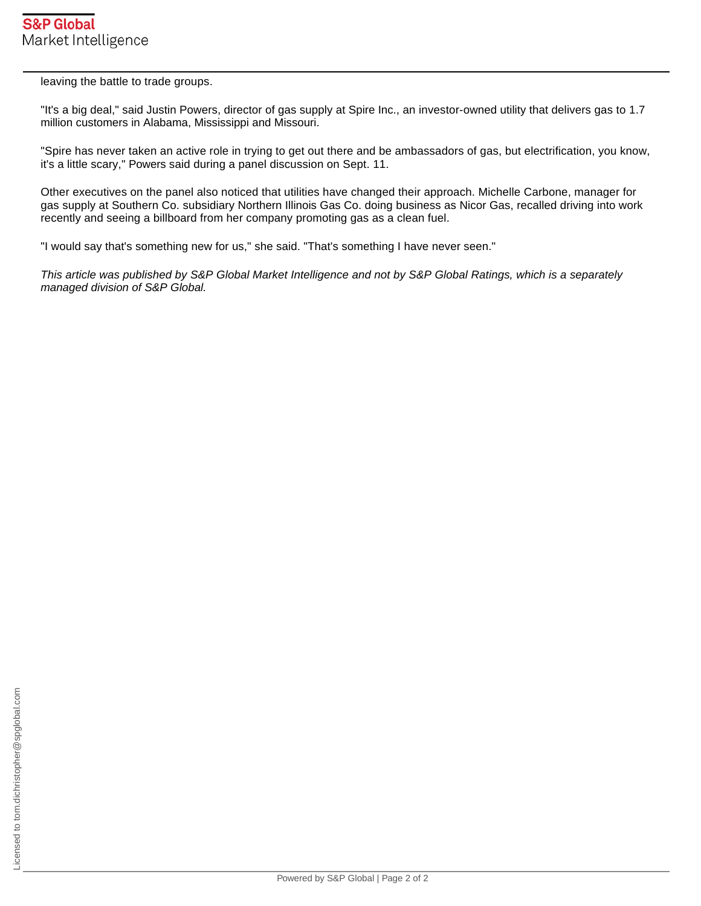leaving the battle to trade groups.

"It's a big deal," said Justin Powers, director of gas supply at Spire Inc., an investor-owned utility that delivers gas to 1.7 million customers in Alabama, Mississippi and Missouri.

"Spire has never taken an active role in trying to get out there and be ambassadors of gas, but electrification, you know, it's a little scary," Powers said during a panel discussion on Sept. 11.

Other executives on the panel also noticed that utilities have changed their approach. Michelle Carbone, manager for gas supply at Southern Co. subsidiary Northern Illinois Gas Co. doing business as Nicor Gas, recalled driving into work recently and seeing a billboard from her company promoting gas as a clean fuel.

"I would say that's something new for us," she said. "That's something I have never seen."

*This article was published by S&P Global Market Intelligence and not by S&P Global Ratings, which is a separately managed division of S&P Global.*